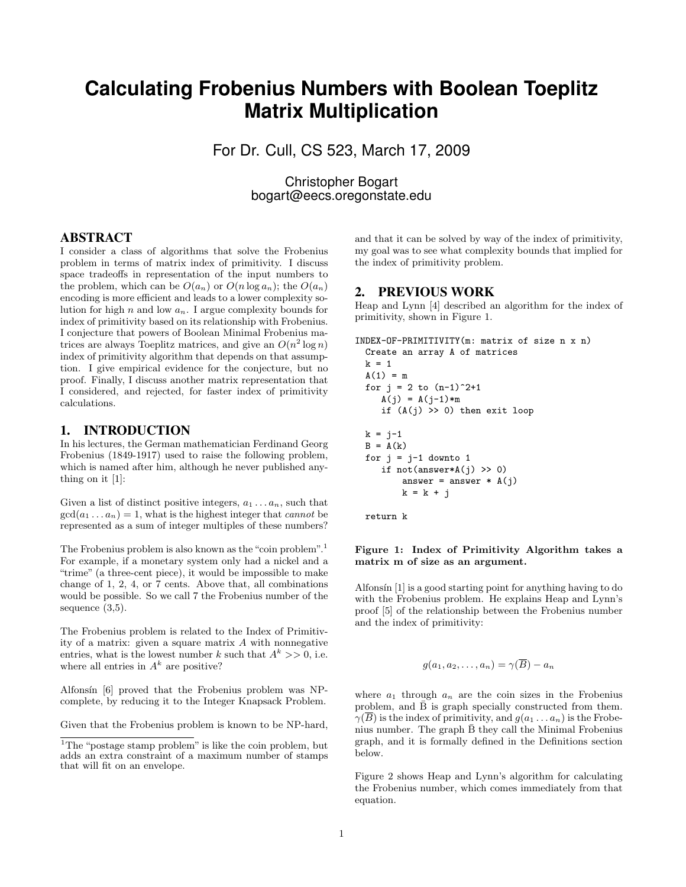# Calculating Frobenius Numbers with Boolean Toeplitz Matrix Multiplication

For Dr. Cull, CS 523, March 17, 2009

Christopher Bogart
bogart@eecs.oregonstate.edu

## ABSTRACT

I consider a class of algorithms that solve the Frobenius problem in terms of matrix index of primitivity. I discuss space tradeoffs in representation of the input numbers to the problem, which can be $O(a_n)$ or $O(n \log a_n)$; the $O(a_n)$ encoding is more efficient and leads to a lower complexity solution for high $n$ and low $a_n$. I argue complexity bounds for index of primitivity based on its relationship with Frobenius. I conjecture that powers of Boolean Minimal Frobenius matrices are always Toeplitz matrices, and give an $O(n^2 \log n)$ index of primitivity algorithm that depends on that assumption. I give empirical evidence for the conjecture, but no proof. Finally, I discuss another matrix representation that I considered, and rejected, for faster index of primitivity calculations.

## 1. INTRODUCTION

In his lectures, the German mathematician Ferdinand Georg Frobenius (1849-1917) used to raise the following problem, which is named after him, although he never published anything on it [1]:

Given a list of distinct positive integers, $a_1 \ldots a_n$, such that $\gcd(a_1 \ldots a_n) = 1$, what is the highest integer that *cannot* be represented as a sum of integer multiples of these numbers?

The Frobenius problem is also known as the "coin problem".[1] For example, if a monetary system only had a nickel and a "trime" (a three-cent piece), it would be impossible to make change of 1, 2, 4, or 7 cents. Above that, all combinations would be possible. So we call 7 the Frobenius number of the sequence (3,5).

The Frobenius problem is related to the Index of Primitivity of a matrix: given a square matrix $A$ with nonnegative entries, what is the lowest number $k$ such that $A^k >> 0$, i.e. where all entries in $A^k$ are positive?

Alfonsín [6] proved that the Frobenius problem was NP-complete, by reducing it to the Integer Knapsack Problem.

Given that the Frobenius problem is known to be NP-hard, and that it can be solved by way of the index of primitivity, my goal was to see what complexity bounds that implied for the index of primitivity problem.

[1]The "postage stamp problem" is like the coin problem, but adds an extra constraint of a maximum number of stamps that will fit on an envelope.

## 2. PREVIOUS WORK

Heap and Lynn [4] described an algorithm for the index of primitivity, shown in Figure 1.

```
INDEX-OF-PRIMITIVITY(m: matrix of size n x n)
  Create an array A of matrices
  k = 1
  A(1) = m
  for j = 2 to (n-1)^2+1
     A(j) = A(j-1)*m
     if (A(j) >> 0) then exit loop

  k = j-1
  B = A(k)
  for j = j-1 downto 1
     if not(answer*A(j) >> 0)
         answer = answer * A(j)
         k = k + j

  return k
```

**Figure 1: Index of Primitivity Algorithm takes a matrix m of size as an argument.**

Alfonsín [1] is a good starting point for anything having to do with the Frobenius problem. He explains Heap and Lynn's proof [5] of the relationship between the Frobenius number and the index of primitivity:

$$g(a_1, a_2, \ldots, a_n) = \gamma(\overline{B}) - a_n$$

where $a_1$ through $a_n$ are the coin sizes in the Frobenius problem, and $\bar{B}$ is graph specially constructed from them. $\gamma(\overline{B})$ is the index of primitivity, and $g(a_1 \ldots a_n)$ is the Frobenius number. The graph $\bar{B}$ they call the Minimal Frobenius graph, and it is formally defined in the Definitions section below.

Figure 2 shows Heap and Lynn's algorithm for calculating the Frobenius number, which comes immediately from that equation.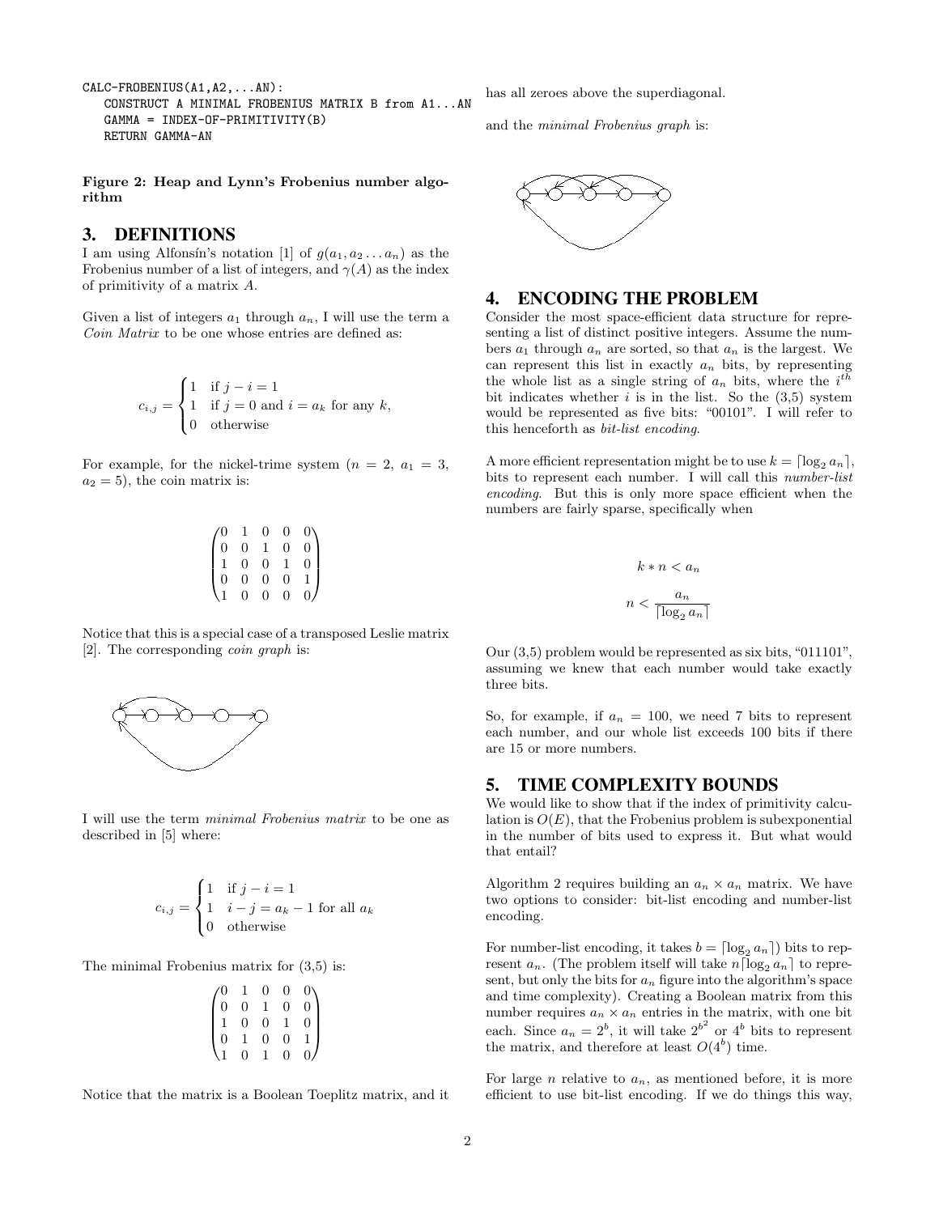```
CALC-FROBENIUS(A1,A2,...AN):
   CONSTRUCT A MINIMAL FROBENIUS MATRIX B from A1...AN
   GAMMA = INDEX-OF-PRIMITIVITY(B)
   RETURN GAMMA-AN
```

**Figure 2: Heap and Lynn's Frobenius number algorithm**

## 3. DEFINITIONS

I am using Alfonsín's notation [1] of $g(a_1, a_2 \ldots a_n)$ as the Frobenius number of a list of integers, and $\gamma(A)$ as the index of primitivity of a matrix $A$.

Given a list of integers $a_1$ through $a_n$, I will use the term a *Coin Matrix* to be one whose entries are defined as:

$$c_{i,j} = \begin{cases} 1 & \text{if } j - i = 1 \\ 1 & \text{if } j = 0 \text{ and } i = a_k \text{ for any } k, \\ 0 & \text{otherwise} \end{cases}$$

For example, for the nickel-trime system ($n = 2$, $a_1 = 3$, $a_2 = 5$), the coin matrix is:

$$\begin{pmatrix} 0 & 1 & 0 & 0 & 0 \\ 0 & 0 & 1 & 0 & 0 \\ 1 & 0 & 0 & 1 & 0 \\ 0 & 0 & 0 & 0 & 1 \\ 1 & 0 & 0 & 0 & 0 \end{pmatrix}$$

Notice that this is a special case of a transposed Leslie matrix [2]. The corresponding *coin graph* is:

I will use the term *minimal Frobenius matrix* to be one as described in [5] where:

$$c_{i,j} = \begin{cases} 1 & \text{if } j - i = 1 \\ 1 & i - j = a_k - 1 \text{ for all } a_k \\ 0 & \text{otherwise} \end{cases}$$

The minimal Frobenius matrix for (3,5) is:

$$\begin{pmatrix} 0 & 1 & 0 & 0 & 0 \\ 0 & 0 & 1 & 0 & 0 \\ 1 & 0 & 0 & 1 & 0 \\ 0 & 1 & 0 & 0 & 1 \\ 1 & 0 & 1 & 0 & 0 \end{pmatrix}$$

Notice that the matrix is a Boolean Toeplitz matrix, and it has all zeroes above the superdiagonal.

and the *minimal Frobenius graph* is:

## 4. ENCODING THE PROBLEM

Consider the most space-efficient data structure for representing a list of distinct positive integers. Assume the numbers $a_1$ through $a_n$ are sorted, so that $a_n$ is the largest. We can represent this list in exactly $a_n$ bits, by representing the whole list as a single string of $a_n$ bits, where the $i^{th}$ bit indicates whether $i$ is in the list. So the (3,5) system would be represented as five bits: "00101". I will refer to this henceforth as *bit-list encoding*.

A more efficient representation might be to use $k = \lceil \log_2 a_n \rceil$, bits to represent each number. I will call this *number-list encoding*. But this is only more space efficient when the numbers are fairly sparse, specifically when

$$k * n < a_n$$

$$n < \frac{a_n}{\lceil \log_2 a_n \rceil}$$

Our (3,5) problem would be represented as six bits, "011101", assuming we knew that each number would take exactly three bits.

So, for example, if $a_n = 100$, we need 7 bits to represent each number, and our whole list exceeds 100 bits if there are 15 or more numbers.

## 5. TIME COMPLEXITY BOUNDS

We would like to show that if the index of primitivity calculation is $O(E)$, that the Frobenius problem is subexponential in the number of bits used to express it. But what would that entail?

Algorithm 2 requires building an $a_n \times a_n$ matrix. We have two options to consider: bit-list encoding and number-list encoding.

For number-list encoding, it takes $b = \lceil \log_2 a_n \rceil$) bits to represent $a_n$. (The problem itself will take $n\lceil \log_2 a_n \rceil$ to represent, but only the bits for $a_n$ figure into the algorithm's space and time complexity). Creating a Boolean matrix from this number requires $a_n \times a_n$ entries in the matrix, with one bit each. Since $a_n = 2^b$, it will take $2^{b^2}$ or $4^b$ bits to represent the matrix, and therefore at least $O(4^b)$ time.

For large $n$ relative to $a_n$, as mentioned before, it is more efficient to use bit-list encoding. If we do things this way,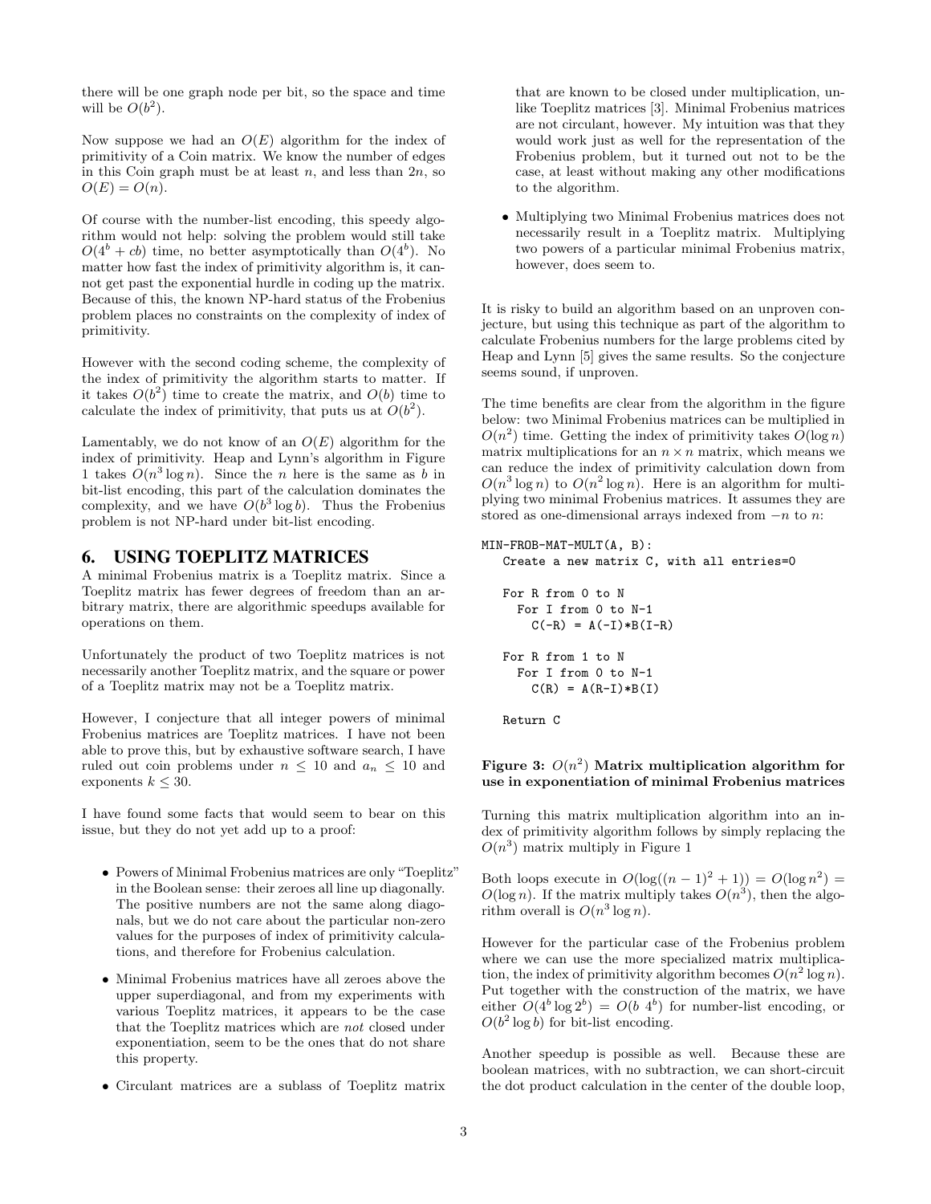there will be one graph node per bit, so the space and time will be $O(b^2)$.

Now suppose we had an $O(E)$ algorithm for the index of primitivity of a Coin matrix. We know the number of edges in this Coin graph must be at least $n$, and less than $2n$, so $O(E) = O(n)$.

Of course with the number-list encoding, this speedy algorithm would not help: solving the problem would still take $O(4^b + cb)$ time, no better asymptotically than $O(4^b)$. No matter how fast the index of primitivity algorithm is, it cannot get past the exponential hurdle in coding up the matrix. Because of this, the known NP-hard status of the Frobenius problem places no constraints on the complexity of index of primitivity.

However with the second coding scheme, the complexity of the index of primitivity the algorithm starts to matter. If it takes $O(b^2)$ time to create the matrix, and $O(b)$ time to calculate the index of primitivity, that puts us at $O(b^2)$.

Lamentably, we do not know of an $O(E)$ algorithm for the index of primitivity. Heap and Lynn's algorithm in Figure 1 takes $O(n^3 \log n)$. Since the $n$ here is the same as $b$ in bit-list encoding, this part of the calculation dominates the complexity, and we have $O(b^3 \log b)$. Thus the Frobenius problem is not NP-hard under bit-list encoding.

## 6. USING TOEPLITZ MATRICES

A minimal Frobenius matrix is a Toeplitz matrix. Since a Toeplitz matrix has fewer degrees of freedom than an arbitrary matrix, there are algorithmic speedups available for operations on them.

Unfortunately the product of two Toeplitz matrices is not necessarily another Toeplitz matrix, and the square or power of a Toeplitz matrix may not be a Toeplitz matrix.

However, I conjecture that all integer powers of minimal Frobenius matrices are Toeplitz matrices. I have not been able to prove this, but by exhaustive software search, I have ruled out coin problems under $n \leq 10$ and $a_n \leq 10$ and exponents $k \leq 30$.

I have found some facts that would seem to bear on this issue, but they do not yet add up to a proof:

- Powers of Minimal Frobenius matrices are only "Toeplitz" in the Boolean sense: their zeroes all line up diagonally. The positive numbers are not the same along diagonals, but we do not care about the particular non-zero values for the purposes of index of primitivity calculations, and therefore for Frobenius calculation.
- Minimal Frobenius matrices have all zeroes above the upper superdiagonal, and from my experiments with various Toeplitz matrices, it appears to be the case that the Toeplitz matrices which are *not* closed under exponentiation, seem to be the ones that do not share this property.
- Circulant matrices are a sublass of Toeplitz matrix that are known to be closed under multiplication, unlike Toeplitz matrices [3]. Minimal Frobenius matrices are not circulant, however. My intuition was that they would work just as well for the representation of the Frobenius problem, but it turned out not to be the case, at least without making any other modifications to the algorithm.
- Multiplying two Minimal Frobenius matrices does not necessarily result in a Toeplitz matrix. Multiplying two powers of a particular minimal Frobenius matrix, however, does seem to.

It is risky to build an algorithm based on an unproven conjecture, but using this technique as part of the algorithm to calculate Frobenius numbers for the large problems cited by Heap and Lynn [5] gives the same results. So the conjecture seems sound, if unproven.

The time benefits are clear from the algorithm in the figure below: two Minimal Frobenius matrices can be multiplied in $O(n^2)$ time. Getting the index of primitivity takes $O(\log n)$ matrix multiplications for an $n \times n$ matrix, which means we can reduce the index of primitivity calculation down from $O(n^3 \log n)$ to $O(n^2 \log n)$. Here is an algorithm for multiplying two minimal Frobenius matrices. It assumes they are stored as one-dimensional arrays indexed from $-n$ to $n$:

```
MIN-FROB-MAT-MULT(A, B):
   Create a new matrix C, with all entries=0

   For R from 0 to N
     For I from 0 to N-1
       C(-R) = A(-I)*B(I-R)

   For R from 1 to N
     For I from 0 to N-1
       C(R) = A(R-I)*B(I)

   Return C
```

**Figure 3: $O(n^2)$ Matrix multiplication algorithm for use in exponentiation of minimal Frobenius matrices**

Turning this matrix multiplication algorithm into an index of primitivity algorithm follows by simply replacing the $O(n^3)$ matrix multiply in Figure 1

Both loops execute in $O(\log((n-1)^2 + 1)) = O(\log n^2) = O(\log n)$. If the matrix multiply takes $O(n^3)$, then the algorithm overall is $O(n^3 \log n)$.

However for the particular case of the Frobenius problem where we can use the more specialized matrix multiplication, the index of primitivity algorithm becomes $O(n^2 \log n)$. Put together with the construction of the matrix, we have either $O(4^b \log 2^b) = O(b\ 4^b)$ for number-list encoding, or $O(b^2 \log b)$ for bit-list encoding.

Another speedup is possible as well. Because these are boolean matrices, with no subtraction, we can short-circuit the dot product calculation in the center of the double loop,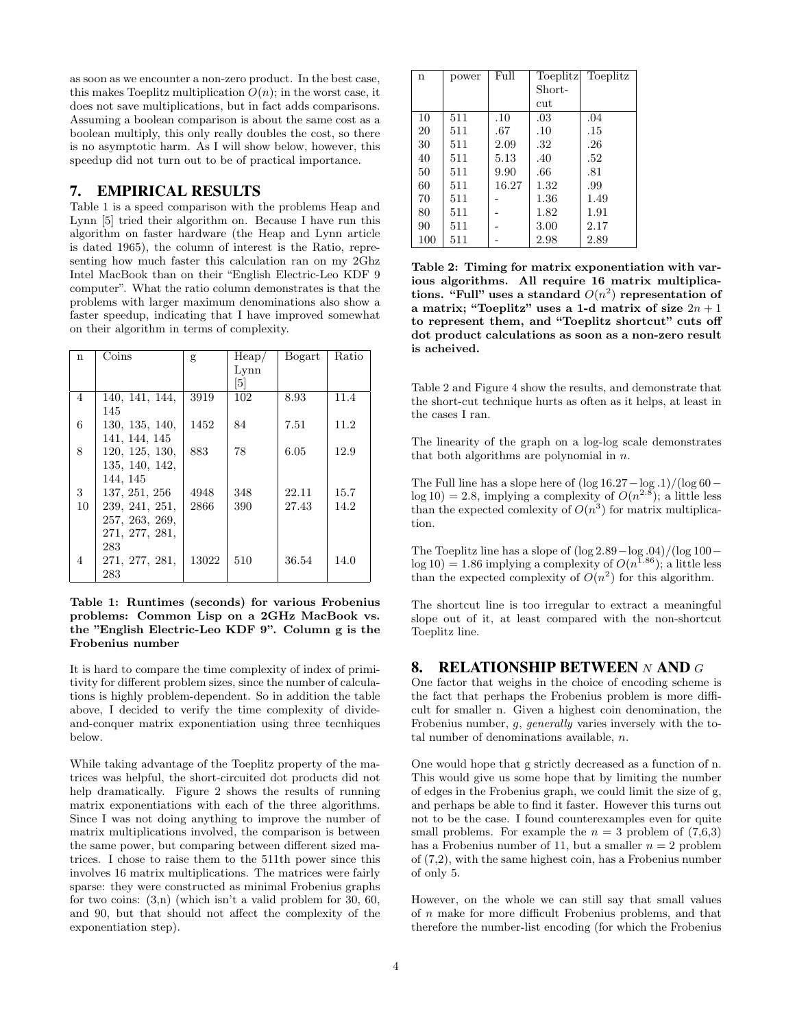as soon as we encounter a non-zero product. In the best case, this makes Toeplitz multiplication $O(n)$; in the worst case, it does not save multiplications, but in fact adds comparisons. Assuming a boolean comparison is about the same cost as a boolean multiply, this only really doubles the cost, so there is no asymptotic harm. As I will show below, however, this speedup did not turn out to be of practical importance.

## 7. EMPIRICAL RESULTS

Table 1 is a speed comparison with the problems Heap and Lynn [5] tried their algorithm on. Because I have run this algorithm on faster hardware (the Heap and Lynn article is dated 1965), the column of interest is the Ratio, representing how much faster this calculation ran on my 2Ghz Intel MacBook than on their "English Electric-Leo KDF 9 computer". What the ratio column demonstrates is that the problems with larger maximum denominations also show a faster speedup, indicating that I have improved somewhat on their algorithm in terms of complexity.

| n | Coins | g | Heap/ Lynn [5] | Bogart | Ratio |
|---|---|---|---|---|---|
| 4 | 140, 141, 144, 145 | 3919 | 102 | 8.93 | 11.4 |
| 6 | 130, 135, 140, 141, 144, 145 | 1452 | 84 | 7.51 | 11.2 |
| 8 | 120, 125, 130, 135, 140, 142, 144, 145 | 883 | 78 | 6.05 | 12.9 |
| 3 | 137, 251, 256 | 4948 | 348 | 22.11 | 15.7 |
| 10 | 239, 241, 251, 257, 263, 269, 271, 277, 281, 283 | 2866 | 390 | 27.43 | 14.2 |
| 4 | 271, 277, 281, 283 | 13022 | 510 | 36.54 | 14.0 |

**Table 1: Runtimes (seconds) for various Frobenius problems: Common Lisp on a 2GHz MacBook vs. the "English Electric-Leo KDF 9". Column g is the Frobenius number**

It is hard to compare the time complexity of index of primitivity for different problem sizes, since the number of calculations is highly problem-dependent. So in addition the table above, I decided to verify the time complexity of divide-and-conquer matrix exponentiation using three tecnhiques below.

While taking advantage of the Toeplitz property of the matrices was helpful, the short-circuited dot products did not help dramatically. Figure 2 shows the results of running matrix exponentiations with each of the three algorithms. Since I was not doing anything to improve the number of matrix multiplications involved, the comparison is between the same power, but comparing between different sized matrices. I chose to raise them to the 511th power since this involves 16 matrix multiplications. The matrices were fairly sparse: they were constructed as minimal Frobenius graphs for two coins: (3,n) (which isn't a valid problem for 30, 60, and 90, but that should not affect the complexity of the exponentiation step).

| n | power | Full | Toeplitz Short-cut | Toeplitz |
|---|---|---|---|---|
| 10 | 511 | .10 | .03 | .04 |
| 20 | 511 | .67 | .10 | .15 |
| 30 | 511 | 2.09 | .32 | .26 |
| 40 | 511 | 5.13 | .40 | .52 |
| 50 | 511 | 9.90 | .66 | .81 |
| 60 | 511 | 16.27 | 1.32 | .99 |
| 70 | 511 | - | 1.36 | 1.49 |
| 80 | 511 | - | 1.82 | 1.91 |
| 90 | 511 | - | 3.00 | 2.17 |
| 100 | 511 | - | 2.98 | 2.89 |

**Table 2: Timing for matrix exponentiation with various algorithms. All require 16 matrix multiplications. "Full" uses a standard $O(n^2)$ representation of a matrix; "Toeplitz" uses a 1-d matrix of size $2n+1$ to represent them, and "Toeplitz shortcut" cuts off dot product calculations as soon as a non-zero result is acheived.**

Table 2 and Figure 4 show the results, and demonstrate that the short-cut technique hurts as often as it helps, at least in the cases I ran.

The linearity of the graph on a log-log scale demonstrates that both algorithms are polynomial in $n$.

The Full line has a slope here of $(\log 16.27 - \log .1)/(\log 60 - \log 10) = 2.8$, implying a complexity of $O(n^{2.8})$; a little less than the expected comlexity of $O(n^3)$ for matrix multiplication.

The Toeplitz line has a slope of $(\log 2.89 - \log .04)/(\log 100 - \log 10) = 1.86$ implying a complexity of $O(n^{1.86})$; a little less than the expected complexity of $O(n^2)$ for this algorithm.

The shortcut line is too irregular to extract a meaningful slope out of it, at least compared with the non-shortcut Toeplitz line.

## 8. RELATIONSHIP BETWEEN $N$ AND $G$

One factor that weighs in the choice of encoding scheme is the fact that perhaps the Frobenius problem is more difficult for smaller n. Given a highest coin denomination, the Frobenius number, $g$, *generally* varies inversely with the total number of denominations available, $n$.

One would hope that g strictly decreased as a function of n. This would give us some hope that by limiting the number of edges in the Frobenius graph, we could limit the size of g, and perhaps be able to find it faster. However this turns out not to be the case. I found counterexamples even for quite small problems. For example the $n = 3$ problem of (7,6,3) has a Frobenius number of 11, but a smaller $n = 2$ problem of (7,2), with the same highest coin, has a Frobenius number of only 5.

However, on the whole we can still say that small values of $n$ make for more difficult Frobenius problems, and that therefore the number-list encoding (for which the Frobenius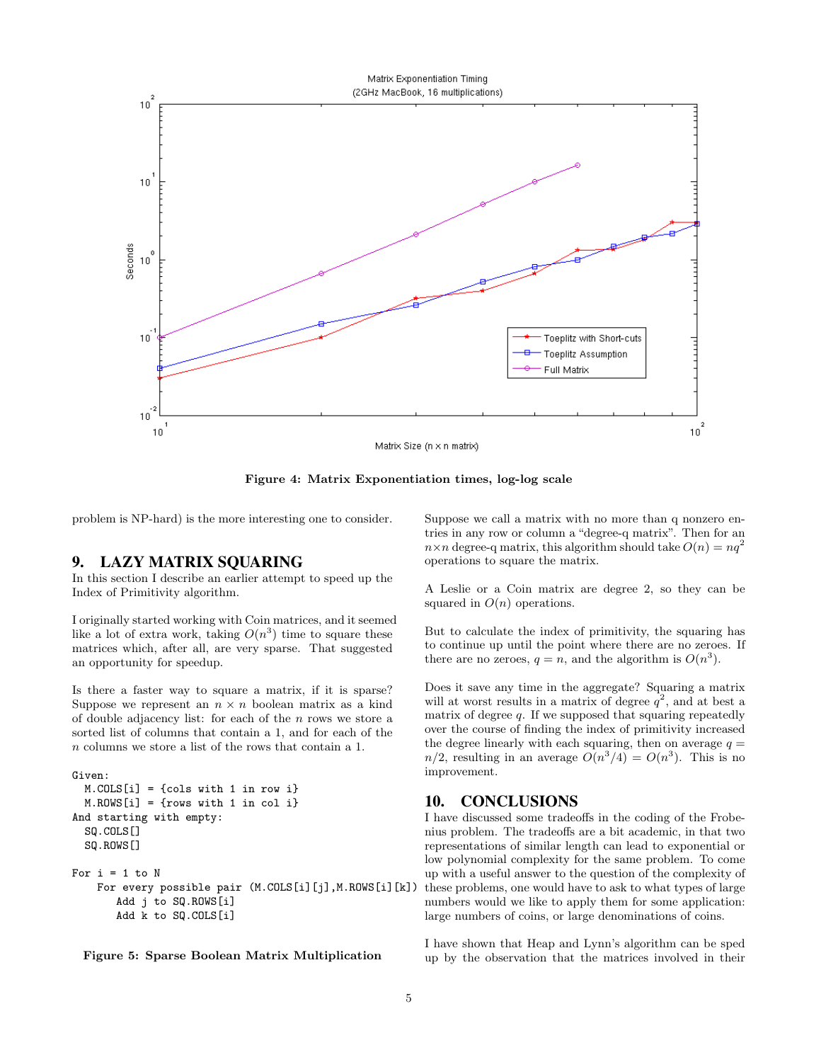Figure 4: Matrix Exponentiation times, log-log scale

problem is NP-hard) is the more interesting one to consider.

## 9. LAZY MATRIX SQUARING

In this section I describe an earlier attempt to speed up the Index of Primitivity algorithm.

I originally started working with Coin matrices, and it seemed like a lot of extra work, taking $O(n^3)$ time to square these matrices which, after all, are very sparse. That suggested an opportunity for speedup.

Is there a faster way to square a matrix, if it is sparse? Suppose we represent an $n \times n$ boolean matrix as a kind of double adjacency list: for each of the $n$ rows we store a sorted list of columns that contain a 1, and for each of the $n$ columns we store a list of the rows that contain a 1.

```
Given:
  M.COLS[i] = {cols with 1 in row i}
  M.ROWS[i] = {rows with 1 in col i}
And starting with empty:
  SQ.COLS[]
  SQ.ROWS[]

For i = 1 to N
    For every possible pair (M.COLS[i][j],M.ROWS[i][k])
       Add j to SQ.ROWS[i]
       Add k to SQ.COLS[i]
```

**Figure 5: Sparse Boolean Matrix Multiplication**

Suppose we call a matrix with no more than q nonzero entries in any row or column a "degree-q matrix". Then for an $n \times n$ degree-q matrix, this algorithm should take $O(n) = nq^2$ operations to square the matrix.

A Leslie or a Coin matrix are degree 2, so they can be squared in $O(n)$ operations.

But to calculate the index of primitivity, the squaring has to continue up until the point where there are no zeroes. If there are no zeroes, $q = n$, and the algorithm is $O(n^3)$.

Does it save any time in the aggregate? Squaring a matrix will at worst results in a matrix of degree $q^2$, and at best a matrix of degree $q$. If we supposed that squaring repeatedly over the course of finding the index of primitivity increased the degree linearly with each squaring, then on average $q = n/2$, resulting in an average $O(n^3/4) = O(n^3)$. This is no improvement.

## 10. CONCLUSIONS

I have discussed some tradeoffs in the coding of the Frobenius problem. The tradeoffs are a bit academic, in that two representations of similar length can lead to exponential or low polynomial complexity for the same problem. To come up with a useful answer to the question of the complexity of these problems, one would have to ask to what types of large numbers would we like to apply them for some application: large numbers of coins, or large denominations of coins.

I have shown that Heap and Lynn's algorithm can be sped up by the observation that the matrices involved in their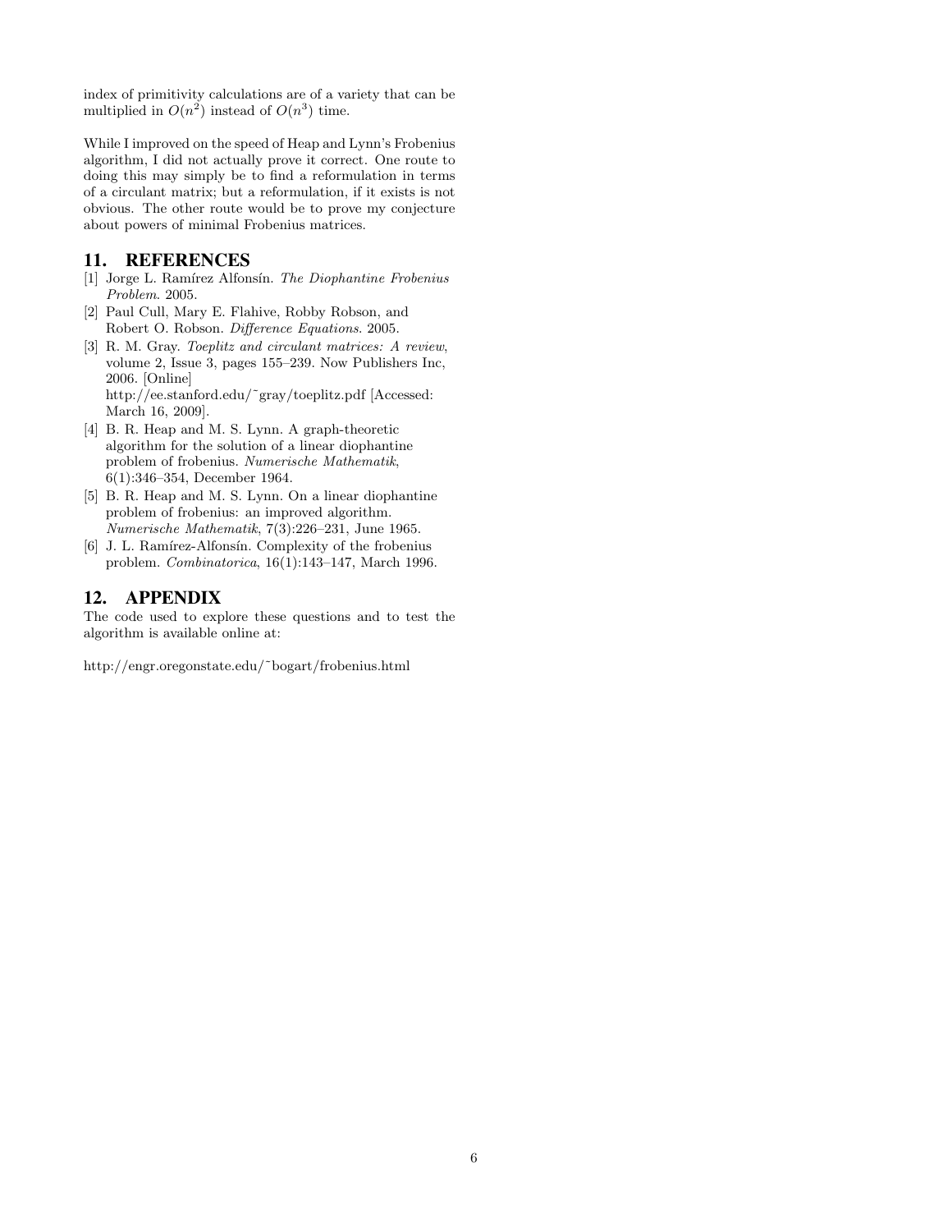index of primitivity calculations are of a variety that can be multiplied in $O(n^2)$ instead of $O(n^3)$ time.

While I improved on the speed of Heap and Lynn's Frobenius algorithm, I did not actually prove it correct. One route to doing this may simply be to find a reformulation in terms of a circulant matrix; but a reformulation, if it exists is not obvious. The other route would be to prove my conjecture about powers of minimal Frobenius matrices.

## 11. REFERENCES

[1] Jorge L. Ramírez Alfonsín. *The Diophantine Frobenius Problem*. 2005.

[2] Paul Cull, Mary E. Flahive, Robby Robson, and Robert O. Robson. *Difference Equations*. 2005.

[3] R. M. Gray. *Toeplitz and circulant matrices: A review*, volume 2, Issue 3, pages 155–239. Now Publishers Inc, 2006. [Online] http://ee.stanford.edu/~gray/toeplitz.pdf [Accessed: March 16, 2009].

[4] B. R. Heap and M. S. Lynn. A graph-theoretic algorithm for the solution of a linear diophantine problem of frobenius. *Numerische Mathematik*, 6(1):346–354, December 1964.

[5] B. R. Heap and M. S. Lynn. On a linear diophantine problem of frobenius: an improved algorithm. *Numerische Mathematik*, 7(3):226–231, June 1965.

[6] J. L. Ramírez-Alfonsín. Complexity of the frobenius problem. *Combinatorica*, 16(1):143–147, March 1996.

## 12. APPENDIX

The code used to explore these questions and to test the algorithm is available online at:

http://engr.oregonstate.edu/~bogart/frobenius.html